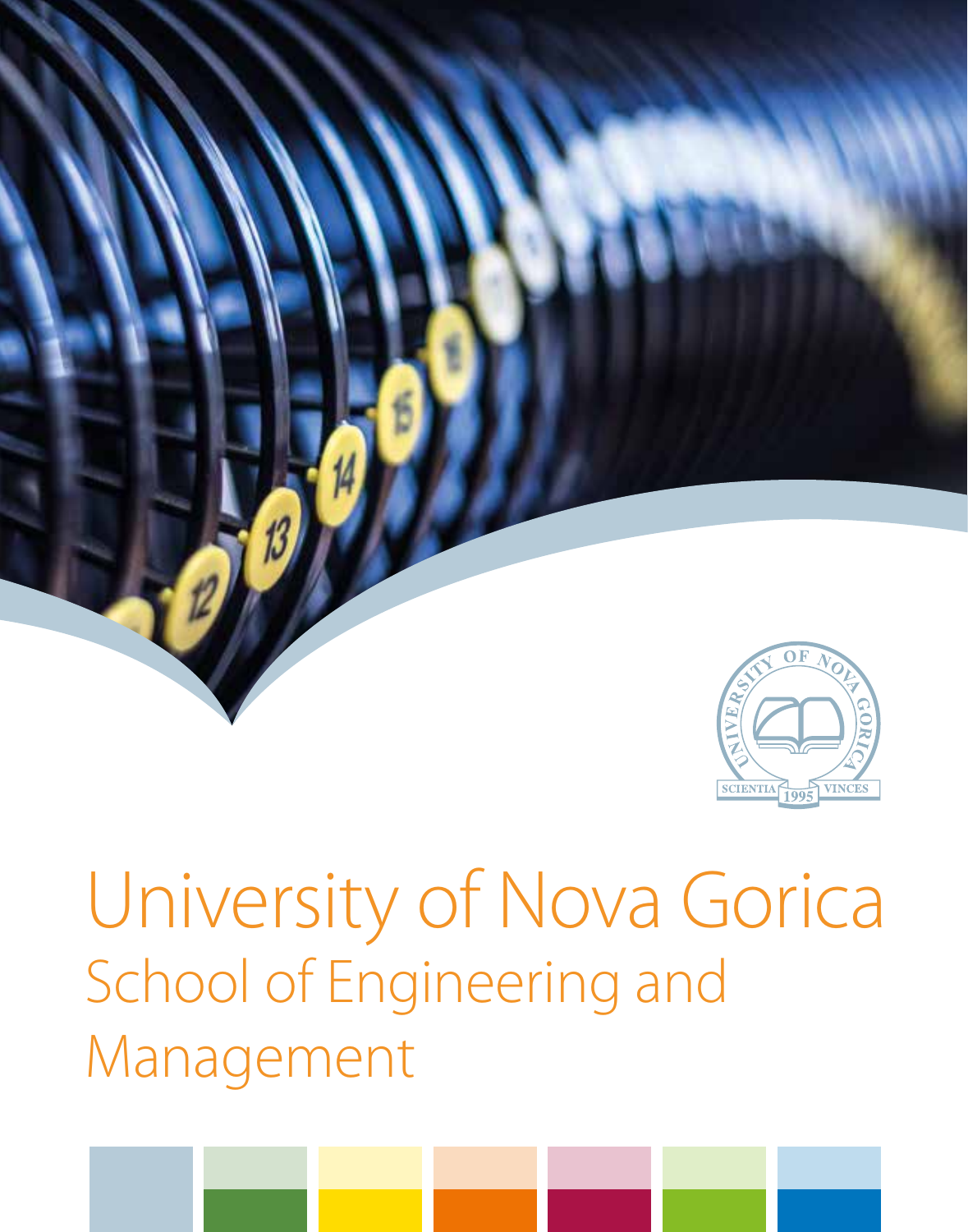UNIVERSITY OF NOVA GORICA

SCIENTIA 1995 VINCES

# University of Nova Gorica

## School of Engineering and Management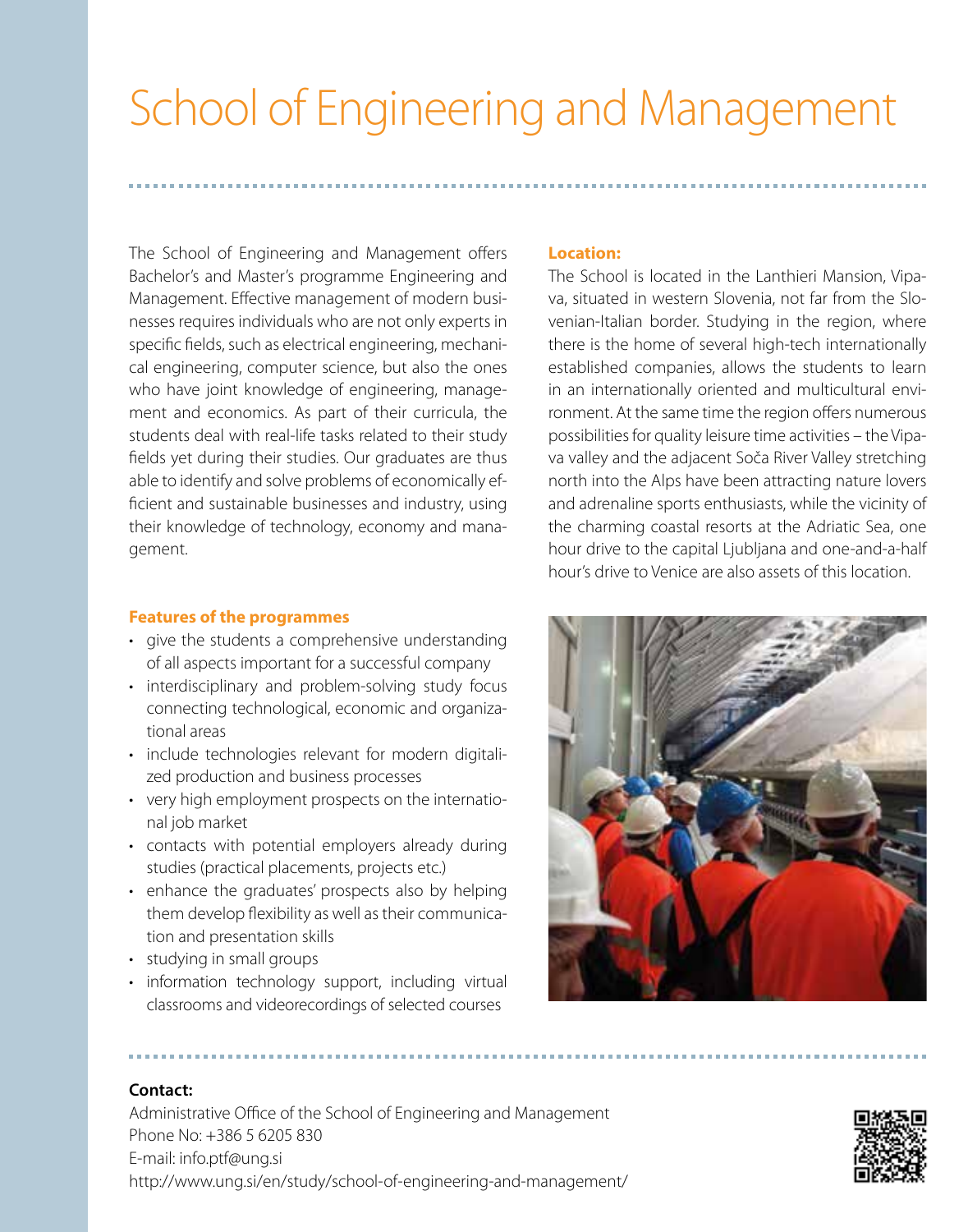# School of Engineering and Management

The School of Engineering and Management offers Bachelor's and Master's programme Engineering and Management. Effective management of modern businesses requires individuals who are not only experts in specific fields, such as electrical engineering, mechanical engineering, computer science, but also the ones who have joint knowledge of engineering, management and economics. As part of their curricula, the students deal with real-life tasks related to their study fields yet during their studies. Our graduates are thus able to identify and solve problems of economically efficient and sustainable businesses and industry, using their knowledge of technology, economy and management.

**Features of the programmes**

- give the students a comprehensive understanding of all aspects important for a successful company
- interdisciplinary and problem-solving study focus connecting technological, economic and organizational areas
- include technologies relevant for modern digitalized production and business processes
- very high employment prospects on the international job market
- contacts with potential employers already during studies (practical placements, projects etc.)
- enhance the graduates' prospects also by helping them develop flexibility as well as their communication and presentation skills
- studying in small groups
- information technology support, including virtual classrooms and videorecordings of selected courses

**Location:**

The School is located in the Lanthieri Mansion, Vipava, situated in western Slovenia, not far from the Slovenian-Italian border. Studying in the region, where there is the home of several high-tech internationally established companies, allows the students to learn in an internationally oriented and multicultural environment. At the same time the region offers numerous possibilities for quality leisure time activities – the Vipava valley and the adjacent Soča River Valley stretching north into the Alps have been attracting nature lovers and adrenaline sports enthusiasts, while the vicinity of the charming coastal resorts at the Adriatic Sea, one hour drive to the capital Ljubljana and one-and-a-half hour's drive to Venice are also assets of this location.

**Contact:**

Administrative Office of the School of Engineering and Management
Phone No: +386 5 6205 830
E-mail: info.ptf@ung.si
http://www.ung.si/en/study/school-of-engineering-and-management/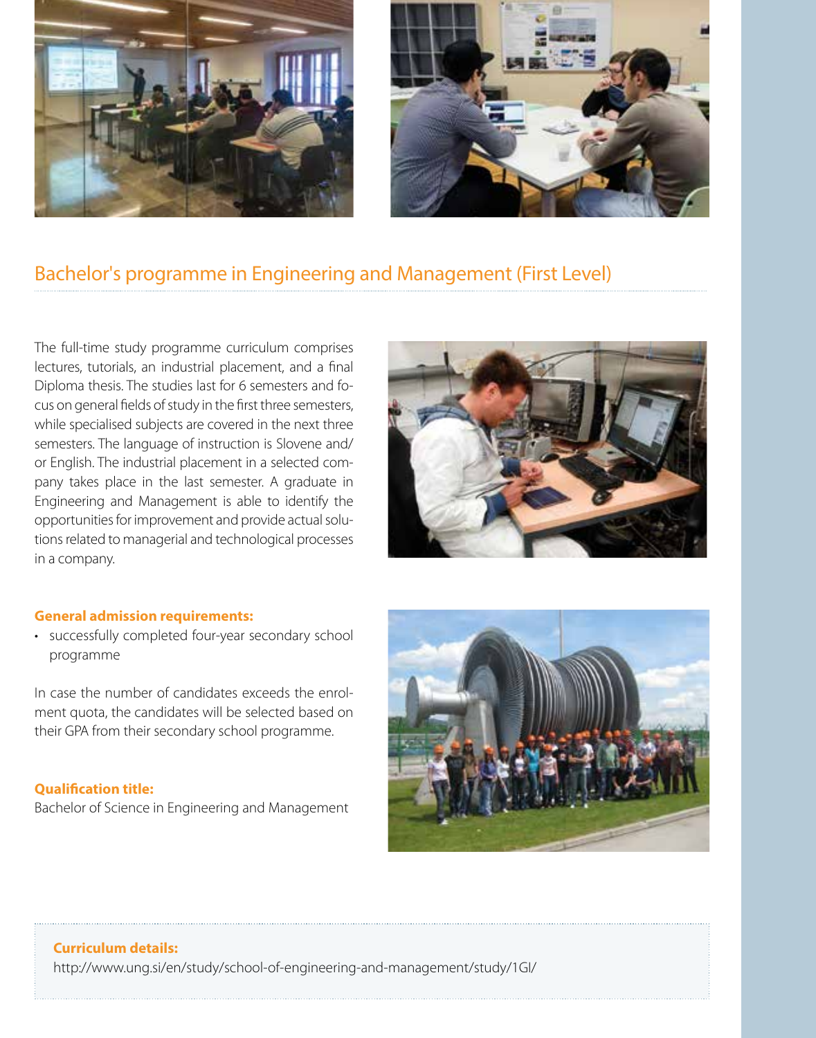## Bachelor's programme in Engineering and Management (First Level)

The full-time study programme curriculum comprises lectures, tutorials, an industrial placement, and a final Diploma thesis. The studies last for 6 semesters and focus on general fields of study in the first three semesters, while specialised subjects are covered in the next three semesters. The language of instruction is Slovene and/or English. The industrial placement in a selected company takes place in the last semester. A graduate in Engineering and Management is able to identify the opportunities for improvement and provide actual solutions related to managerial and technological processes in a company.

**General admission requirements:**

- successfully completed four-year secondary school programme

In case the number of candidates exceeds the enrolment quota, the candidates will be selected based on their GPA from their secondary school programme.

**Qualification title:**
Bachelor of Science in Engineering and Management

**Curriculum details:**
http://www.ung.si/en/study/school-of-engineering-and-management/study/1GI/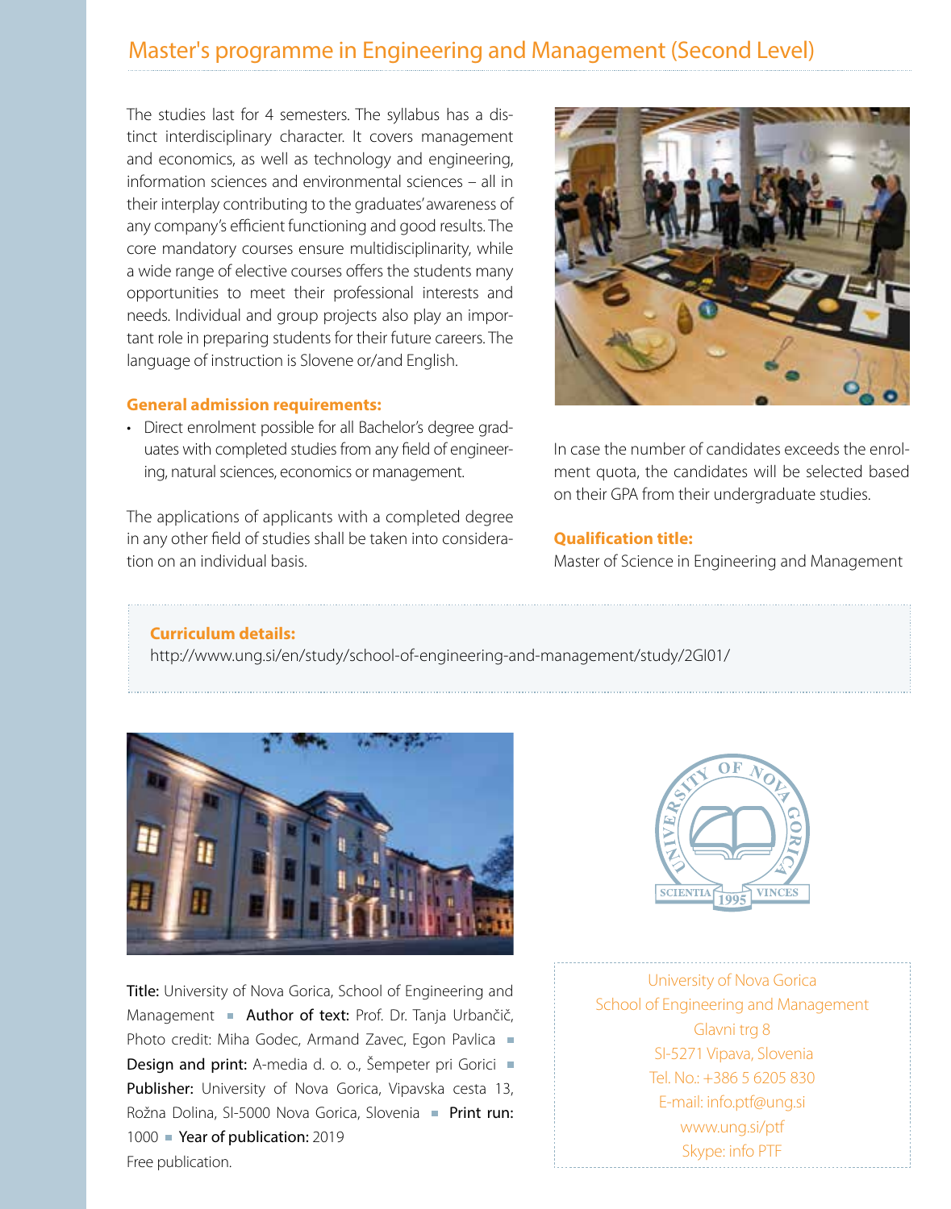## Master's programme in Engineering and Management (Second Level)

The studies last for 4 semesters. The syllabus has a distinct interdisciplinary character. It covers management and economics, as well as technology and engineering, information sciences and environmental sciences – all in their interplay contributing to the graduates' awareness of any company's efficient functioning and good results. The core mandatory courses ensure multidisciplinarity, while a wide range of elective courses offers the students many opportunities to meet their professional interests and needs. Individual and group projects also play an important role in preparing students for their future careers. The language of instruction is Slovene or/and English.

**General admission requirements:**

- Direct enrolment possible for all Bachelor's degree graduates with completed studies from any field of engineering, natural sciences, economics or management.

The applications of applicants with a completed degree in any other field of studies shall be taken into consideration on an individual basis.

In case the number of candidates exceeds the enrolment quota, the candidates will be selected based on their GPA from their undergraduate studies.

**Qualification title:**
Master of Science in Engineering and Management

**Curriculum details:**
http://www.ung.si/en/study/school-of-engineering-and-management/study/2GI01/

**Title:** University of Nova Gorica, School of Engineering and Management ▪ **Author of text:** Prof. Dr. Tanja Urbančič, Photo credit: Miha Godec, Armand Zavec, Egon Pavlica ▪ **Design and print:** A-media d. o. o., Šempeter pri Gorici ▪ **Publisher:** University of Nova Gorica, Vipavska cesta 13, Rožna Dolina, SI-5000 Nova Gorica, Slovenia ▪ **Print run:** 1000 ▪ **Year of publication:** 2019
Free publication.

University of Nova Gorica
School of Engineering and Management
Glavni trg 8
SI-5271 Vipava, Slovenia
Tel. No.: +386 5 6205 830
E-mail: info.ptf@ung.si
www.ung.si/ptf
Skype: info PTF